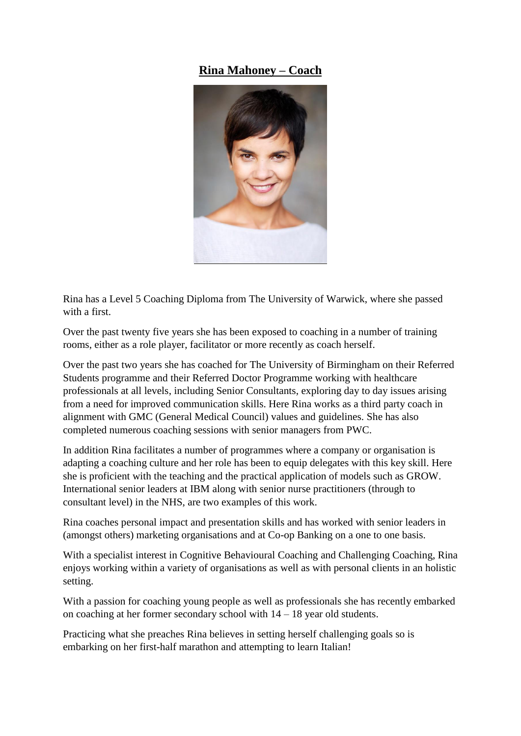# **Rina Mahoney – Coach**

Rina has a Level 5 Coaching Diploma from The University of Warwick, where she passed with a first.

Over the past twenty five years she has been exposed to coaching in a number of training rooms, either as a role player, facilitator or more recently as coach herself.

Over the past two years she has coached for The University of Birmingham on their Referred Students programme and their Referred Doctor Programme working with healthcare professionals at all levels, including Senior Consultants, exploring day to day issues arising from a need for improved communication skills. Here Rina works as a third party coach in alignment with GMC (General Medical Council) values and guidelines. She has also completed numerous coaching sessions with senior managers from PWC.

In addition Rina facilitates a number of programmes where a company or organisation is adapting a coaching culture and her role has been to equip delegates with this key skill. Here she is proficient with the teaching and the practical application of models such as GROW. International senior leaders at IBM along with senior nurse practitioners (through to consultant level) in the NHS, are two examples of this work.

Rina coaches personal impact and presentation skills and has worked with senior leaders in (amongst others) marketing organisations and at Co-op Banking on a one to one basis.

With a specialist interest in Cognitive Behavioural Coaching and Challenging Coaching, Rina enjoys working within a variety of organisations as well as with personal clients in an holistic setting.

With a passion for coaching young people as well as professionals she has recently embarked on coaching at her former secondary school with 14 – 18 year old students.

Practicing what she preaches Rina believes in setting herself challenging goals so is embarking on her first-half marathon and attempting to learn Italian!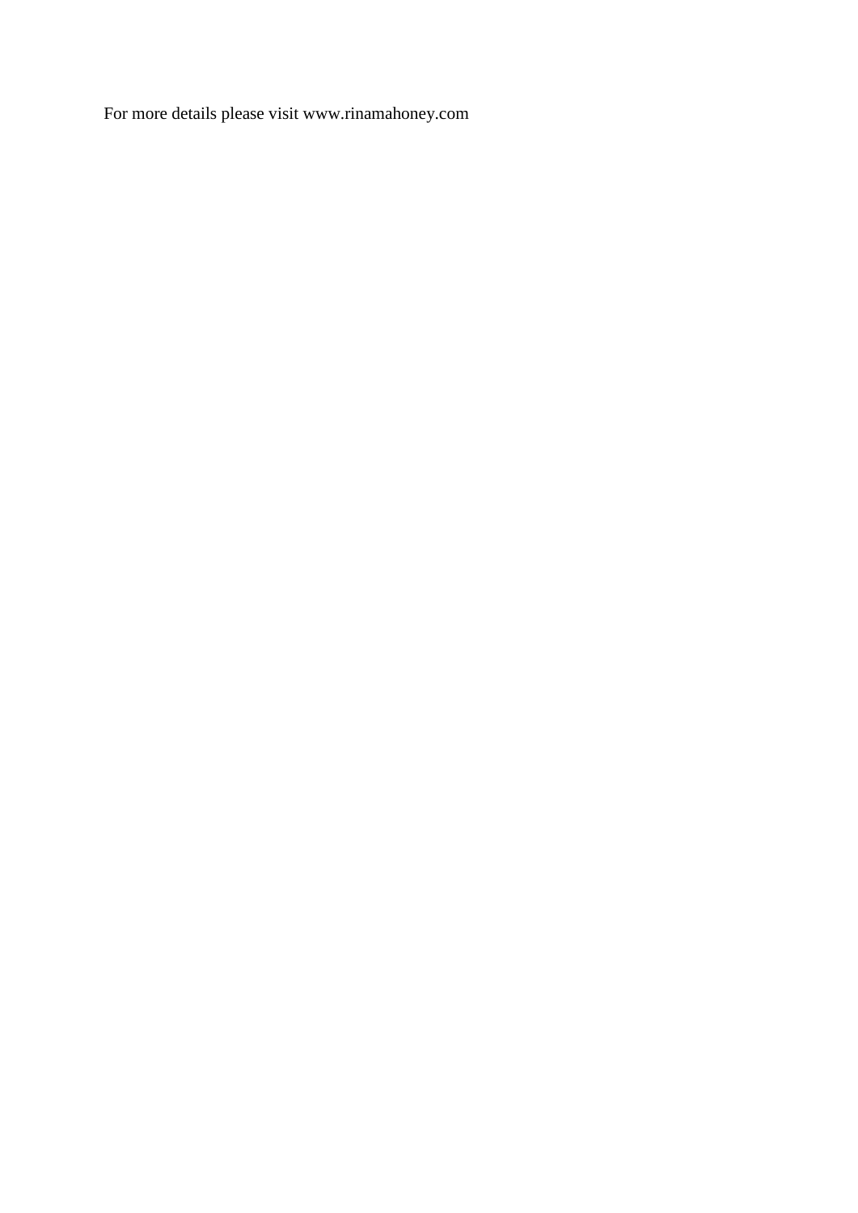For more details please visit www.rinamahoney.com